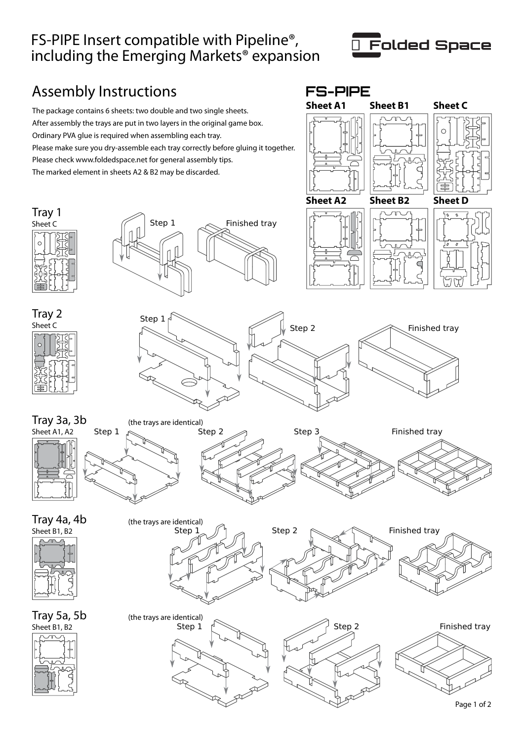# FS-PIPE Insert compatible with Pipeline®, including the Emerging Markets® expansion

Folded Space

## Assembly Instructions

The package contains 6 sheets: two double and two single sheets.

After assembly the trays are put in two layers in the original game box.

Ordinary PVA glue is required when assembling each tray.

Please make sure you dry-assemble each tray correctly before gluing it together.

Please check www.foldedspace.net for general assembly tips.

The marked element in sheets A2 & B2 may be discarded.

## FS-PIPE

Sheet A1 · Sheet B1 · Sheet C

Sheet A2 · Sheet B2 · Sheet D

### Tray 1

Sheet C

Step 1 · Finished tray

### Tray 2

Sheet C

Step 1 · Step 2 · Finished tray

### Tray 3a, 3b

Sheet A1, A2

(the trays are identical)

Step 1 · Step 2 · Step 3 · Finished tray

### Tray 4a, 4b

Sheet B1, B2

(the trays are identical)

Step 1 · Step 2 · Finished tray

### Tray 5a, 5b

Sheet B1, B2

(the trays are identical)

Step 1 · Step 2 · Finished tray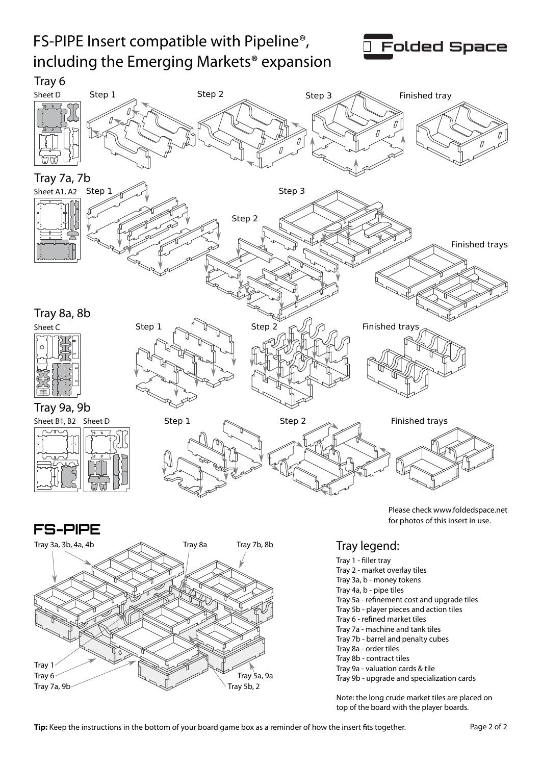# FS-PIPE Insert compatible with Pipeline®, including the Emerging Markets® expansion

Folded Space

## Tray 6

Sheet D

Step 1

Step 2

Step 3

Finished tray

## Tray 7a, 7b

Sheet A1, A2

Step 1

Step 2

Step 3

Finished trays

## Tray 8a, 8b

Sheet C

Step 1

Step 2

Finished trays

## Tray 9a, 9b

Sheet B1, B2

Sheet D

Step 1

Step 2

Finished trays

Please check www.foldedspace.net for photos of this insert in use.

## FS-PIPE

Tray 3a, 3b, 4a, 4b

Tray 8a

Tray 7b, 8b

Tray 1

Tray 6

Tray 7a, 9b

Tray 5a, 9a

Tray 5b, 2

### Tray legend:

Tray 1 - filler tray
Tray 2 - market overlay tiles
Tray 3a, b - money tokens
Tray 4a, b - pipe tiles
Tray 5a - refinement cost and upgrade tiles
Tray 5b - player pieces and action tiles
Tray 6 - refined market tiles
Tray 7a - machine and tank tiles
Tray 7b - barrel and penalty cubes
Tray 8a - order tiles
Tray 8b - contract tiles
Tray 9a - valuation cards & tile
Tray 9b - upgrade and specialization cards

Note: the long crude market tiles are placed on top of the board with the player boards.

**Tip:** Keep the instructions in the bottom of your board game box as a reminder of how the insert fits together.